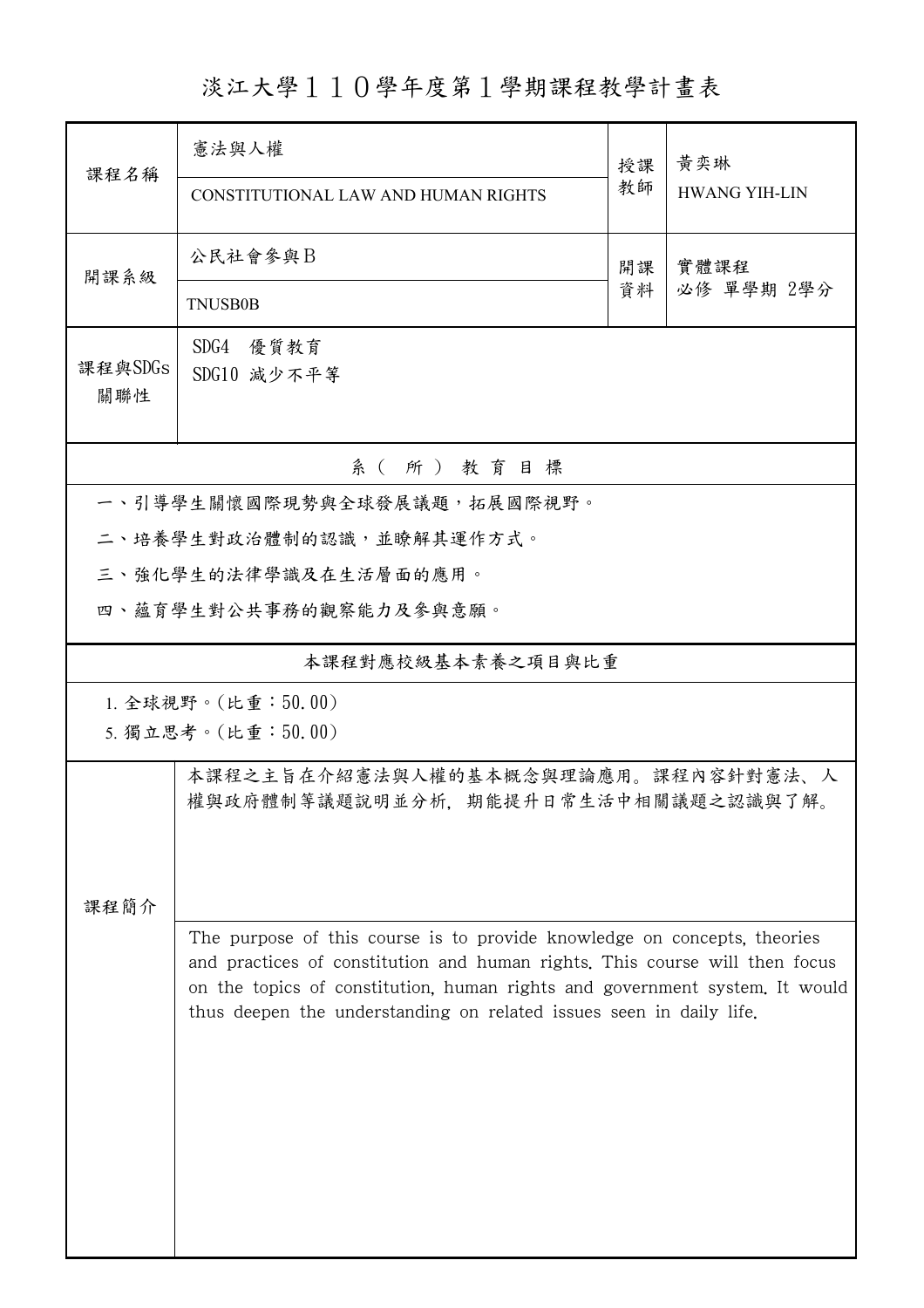# 淡江大學１１０學年度第１學期課程教學計畫表

| 課程名稱 | 憲法與人權<br>CONSTITUTIONAL LAW AND HUMAN RIGHTS | 授課教師 | 黃奕琳<br>HWANG YIH-LIN |
|---|---|---|---|
| 開課系級 | 公民社會參與Ｂ<br>TNUSB0B | 開課資料 | 實體課程<br>必修 單學期 2學分 |
| 課程與SDGs關聯性 | SDG4　優質教育<br>SDG10 減少不平等 | | |

## 系（所）教育目標

一、引導學生關懷國際現勢與全球發展議題，拓展國際視野。

二、培養學生對政治體制的認識，並瞭解其運作方式。

三、強化學生的法律學識及在生活層面的應用。

四、蘊育學生對公共事務的觀察能力及參與意願。

## 本課程對應校級基本素養之項目與比重

1. 全球視野。(比重：50.00)
5. 獨立思考。(比重：50.00)

## 課程簡介

本課程之主旨在介紹憲法與人權的基本概念與理論應用。課程內容針對憲法、人權與政府體制等議題說明並分析，期能提升日常生活中相關議題之認識與了解。

The purpose of this course is to provide knowledge on concepts, theories and practices of constitution and human rights. This course will then focus on the topics of constitution, human rights and government system. It would thus deepen the understanding on related issues seen in daily life.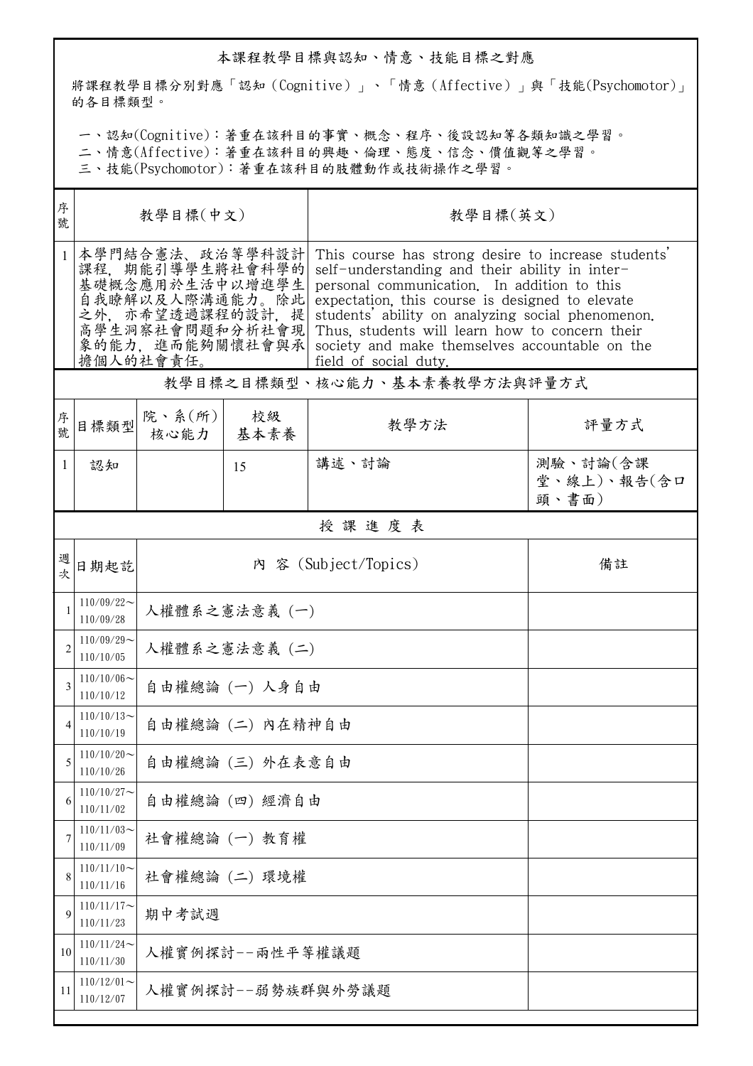## 本課程教學目標與認知、情意、技能目標之對應

將課程教學目標分別對應「認知（Cognitive）」、「情意（Affective）」與「技能(Psychomotor)」的各目標類型。

一、認知(Cognitive)：著重在該科目的事實、概念、程序、後設認知等各類知識之學習。
二、情意(Affective)：著重在該科目的興趣、倫理、態度、信念、價值觀等之學習。
三、技能(Psychomotor)：著重在該科目的肢體動作或技術操作之學習。

| 序號 | 教學目標(中文) | 教學目標(英文) |
|---|---|---|
| 1 | 本學門結合憲法、政治等學科設計課程，期能引導學生將社會科學的基礎概念應用於生活中以增進學生自我瞭解以及人際溝通能力。除此之外，亦希望透過課程的設計，提高學生洞察社會問題和分析社會現象的能力，進而能夠關懷社會與承擔個人的社會責任。 | This course has strong desire to increase students' self-understanding and their ability in inter-personal communication. In addition to this expectation, this course is designed to elevate students' ability on analyzing social phenomenon. Thus, students will learn how to concern their society and make themselves accountable on the field of social duty. |

## 教學目標之目標類型、核心能力、基本素養教學方法與評量方式

| 序號 | 目標類型 | 院、系(所)核心能力 | 校級基本素養 | 教學方法 | 評量方式 |
|---|---|---|---|---|---|
| 1 | 認知 |  | 15 | 講述、討論 | 測驗、討論(含課堂、線上)、報告(含口頭、書面) |

## 授 課 進 度 表

| 週次 | 日期起訖 | 內 容 (Subject/Topics) | 備註 |
|---|---|---|---|
| 1 | 110/09/22～110/09/28 | 人權體系之憲法意義 (一) |  |
| 2 | 110/09/29～110/10/05 | 人權體系之憲法意義 (二) |  |
| 3 | 110/10/06～110/10/12 | 自由權總論 (一) 人身自由 |  |
| 4 | 110/10/13～110/10/19 | 自由權總論 (二) 內在精神自由 |  |
| 5 | 110/10/20～110/10/26 | 自由權總論 (三) 外在表意自由 |  |
| 6 | 110/10/27～110/11/02 | 自由權總論 (四) 經濟自由 |  |
| 7 | 110/11/03～110/11/09 | 社會權總論 (一) 教育權 |  |
| 8 | 110/11/10～110/11/16 | 社會權總論 (二) 環境權 |  |
| 9 | 110/11/17～110/11/23 | 期中考試週 |  |
| 10 | 110/11/24～110/11/30 | 人權實例探討--兩性平等權議題 |  |
| 11 | 110/12/01～110/12/07 | 人權實例探討--弱勢族群與外勞議題 |  |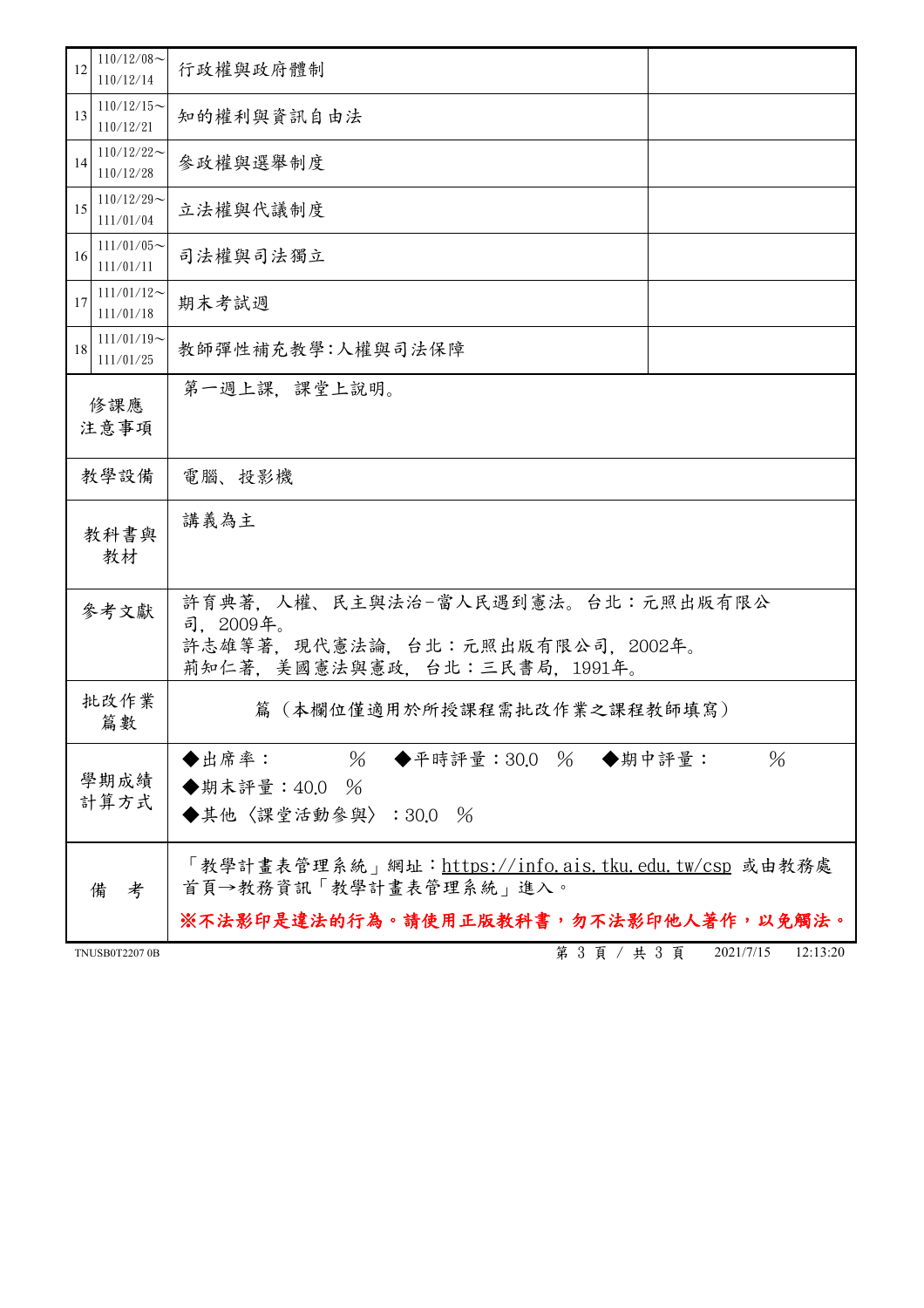| | | | |
|---|---|---|---|
| 12 | 110/12/08～110/12/14 | 行政權與政府體制 | |
| 13 | 110/12/15～110/12/21 | 知的權利與資訊自由法 | |
| 14 | 110/12/22～110/12/28 | 參政權與選舉制度 | |
| 15 | 110/12/29～111/01/04 | 立法權與代議制度 | |
| 16 | 111/01/05～111/01/11 | 司法權與司法獨立 | |
| 17 | 111/01/12～111/01/18 | 期末考試週 | |
| 18 | 111/01/19～111/01/25 | 教師彈性補充教學:人權與司法保障 | |

| | |
|---|---|
| 修課應注意事項 | 第一週上課，課堂上說明。 |
| 教學設備 | 電腦、投影機 |
| 教科書與教材 | 講義為主 |
| 參考文獻 | 許育典著，人權、民主與法治－當人民遇到憲法。台北：元照出版有限公司，2009年。<br>許志雄等著，現代憲法論，台北：元照出版有限公司，2002年。<br>荊知仁著，美國憲法與憲政，台北：三民書局，1991年。 |
| 批改作業篇數 | 篇（本欄位僅適用於所授課程需批改作業之課程教師填寫） |
| 學期成績計算方式 | ◆出席率： ％ ◆平時評量：30.0 ％ ◆期中評量： ％<br>◆期末評量：40.0 ％<br>◆其他〈課堂活動參與〉：30.0 ％ |
| 備　考 | 「教學計畫表管理系統」網址：https://info.ais.tku.edu.tw/csp 或由教務處首頁→教務資訊「教學計畫表管理系統」進入。<br>**※不法影印是違法的行為。請使用正版教科書，勿不法影印他人著作，以免觸法。** |

TNUSB0T2207 0B　　2021/7/15 12:13:20